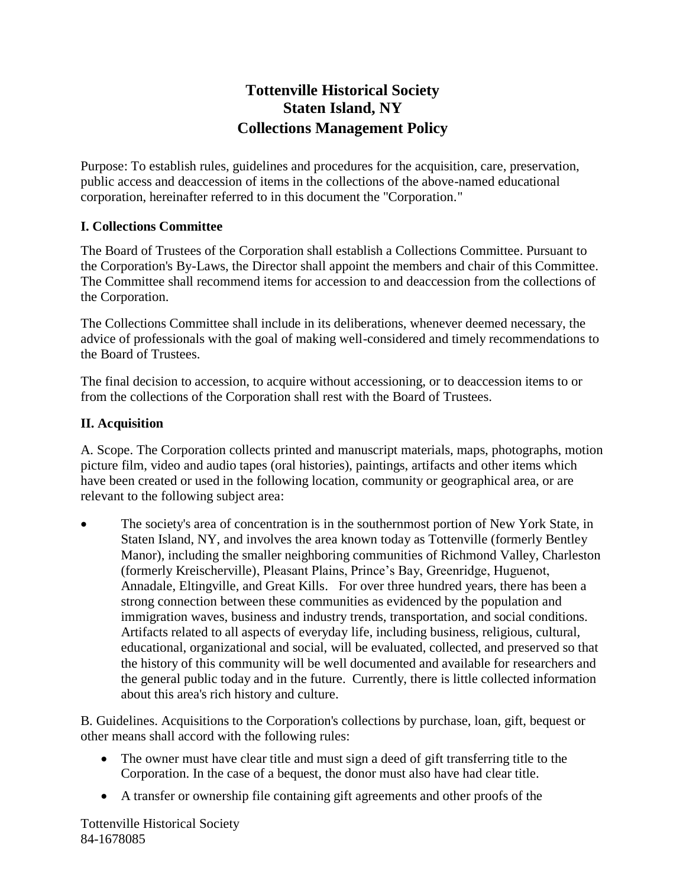# Tottenville Historical Society
# Staten Island, NY
# Collections Management Policy

Purpose: To establish rules, guidelines and procedures for the acquisition, care, preservation, public access and deaccession of items in the collections of the above-named educational corporation, hereinafter referred to in this document the "Corporation."

## I. Collections Committee

The Board of Trustees of the Corporation shall establish a Collections Committee. Pursuant to the Corporation's By-Laws, the Director shall appoint the members and chair of this Committee. The Committee shall recommend items for accession to and deaccession from the collections of the Corporation.

The Collections Committee shall include in its deliberations, whenever deemed necessary, the advice of professionals with the goal of making well-considered and timely recommendations to the Board of Trustees.

The final decision to accession, to acquire without accessioning, or to deaccession items to or from the collections of the Corporation shall rest with the Board of Trustees.

## II. Acquisition

A. Scope. The Corporation collects printed and manuscript materials, maps, photographs, motion picture film, video and audio tapes (oral histories), paintings, artifacts and other items which have been created or used in the following location, community or geographical area, or are relevant to the following subject area:

- The society's area of concentration is in the southernmost portion of New York State, in Staten Island, NY, and involves the area known today as Tottenville (formerly Bentley Manor), including the smaller neighboring communities of Richmond Valley, Charleston (formerly Kreischerville), Pleasant Plains, Prince's Bay, Greenridge, Huguenot, Annadale, Eltingville, and Great Kills. For over three hundred years, there has been a strong connection between these communities as evidenced by the population and immigration waves, business and industry trends, transportation, and social conditions. Artifacts related to all aspects of everyday life, including business, religious, cultural, educational, organizational and social, will be evaluated, collected, and preserved so that the history of this community will be well documented and available for researchers and the general public today and in the future. Currently, there is little collected information about this area's rich history and culture.

B. Guidelines. Acquisitions to the Corporation's collections by purchase, loan, gift, bequest or other means shall accord with the following rules:

- The owner must have clear title and must sign a deed of gift transferring title to the Corporation. In the case of a bequest, the donor must also have had clear title.
- A transfer or ownership file containing gift agreements and other proofs of the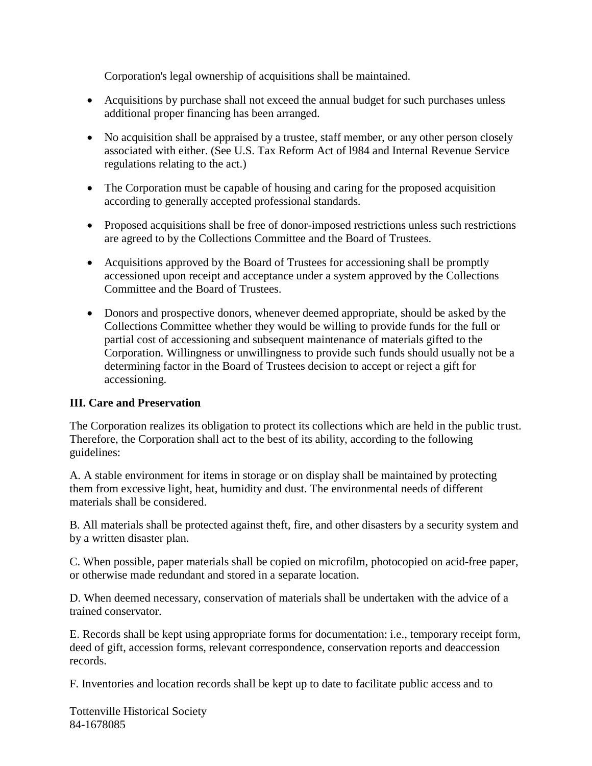Corporation's legal ownership of acquisitions shall be maintained.

- Acquisitions by purchase shall not exceed the annual budget for such purchases unless additional proper financing has been arranged.
- No acquisition shall be appraised by a trustee, staff member, or any other person closely associated with either. (See U.S. Tax Reform Act of l984 and Internal Revenue Service regulations relating to the act.)
- The Corporation must be capable of housing and caring for the proposed acquisition according to generally accepted professional standards.
- Proposed acquisitions shall be free of donor-imposed restrictions unless such restrictions are agreed to by the Collections Committee and the Board of Trustees.
- Acquisitions approved by the Board of Trustees for accessioning shall be promptly accessioned upon receipt and acceptance under a system approved by the Collections Committee and the Board of Trustees.
- Donors and prospective donors, whenever deemed appropriate, should be asked by the Collections Committee whether they would be willing to provide funds for the full or partial cost of accessioning and subsequent maintenance of materials gifted to the Corporation. Willingness or unwillingness to provide such funds should usually not be a determining factor in the Board of Trustees decision to accept or reject a gift for accessioning.

**III. Care and Preservation**

The Corporation realizes its obligation to protect its collections which are held in the public trust. Therefore, the Corporation shall act to the best of its ability, according to the following guidelines:

A. A stable environment for items in storage or on display shall be maintained by protecting them from excessive light, heat, humidity and dust. The environmental needs of different materials shall be considered.

B. All materials shall be protected against theft, fire, and other disasters by a security system and by a written disaster plan.

C. When possible, paper materials shall be copied on microfilm, photocopied on acid-free paper, or otherwise made redundant and stored in a separate location.

D. When deemed necessary, conservation of materials shall be undertaken with the advice of a trained conservator.

E. Records shall be kept using appropriate forms for documentation: i.e., temporary receipt form, deed of gift, accession forms, relevant correspondence, conservation reports and deaccession records.

F. Inventories and location records shall be kept up to date to facilitate public access and to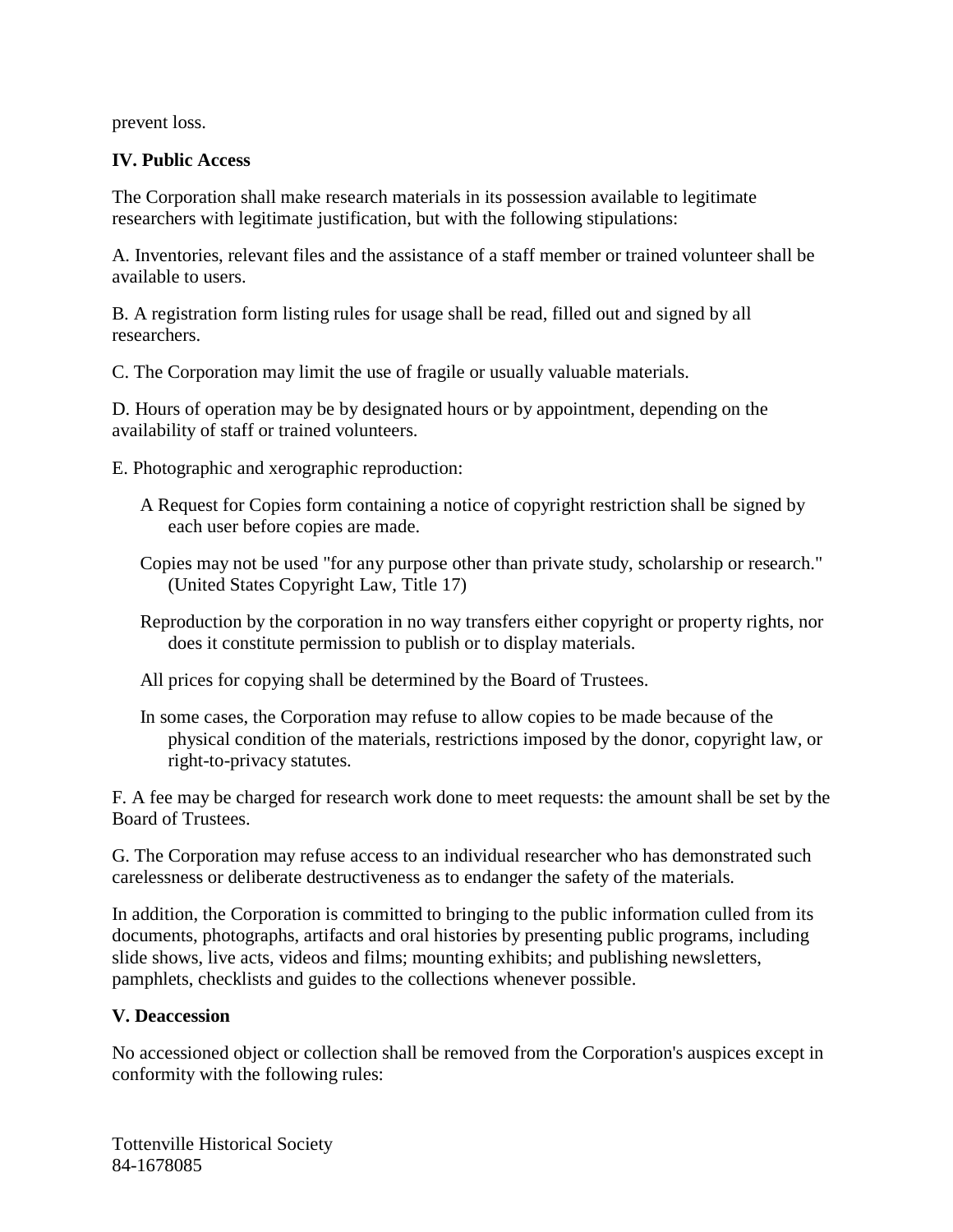prevent loss.

**IV. Public Access**

The Corporation shall make research materials in its possession available to legitimate researchers with legitimate justification, but with the following stipulations:

A. Inventories, relevant files and the assistance of a staff member or trained volunteer shall be available to users.

B. A registration form listing rules for usage shall be read, filled out and signed by all researchers.

C. The Corporation may limit the use of fragile or usually valuable materials.

D. Hours of operation may be by designated hours or by appointment, depending on the availability of staff or trained volunteers.

E. Photographic and xerographic reproduction:

- A Request for Copies form containing a notice of copyright restriction shall be signed by each user before copies are made.
- Copies may not be used "for any purpose other than private study, scholarship or research." (United States Copyright Law, Title 17)
- Reproduction by the corporation in no way transfers either copyright or property rights, nor does it constitute permission to publish or to display materials.
- All prices for copying shall be determined by the Board of Trustees.
- In some cases, the Corporation may refuse to allow copies to be made because of the physical condition of the materials, restrictions imposed by the donor, copyright law, or right-to-privacy statutes.

F. A fee may be charged for research work done to meet requests: the amount shall be set by the Board of Trustees.

G. The Corporation may refuse access to an individual researcher who has demonstrated such carelessness or deliberate destructiveness as to endanger the safety of the materials.

In addition, the Corporation is committed to bringing to the public information culled from its documents, photographs, artifacts and oral histories by presenting public programs, including slide shows, live acts, videos and films; mounting exhibits; and publishing newsletters, pamphlets, checklists and guides to the collections whenever possible.

**V. Deaccession**

No accessioned object or collection shall be removed from the Corporation's auspices except in conformity with the following rules:

Tottenville Historical Society
84-1678085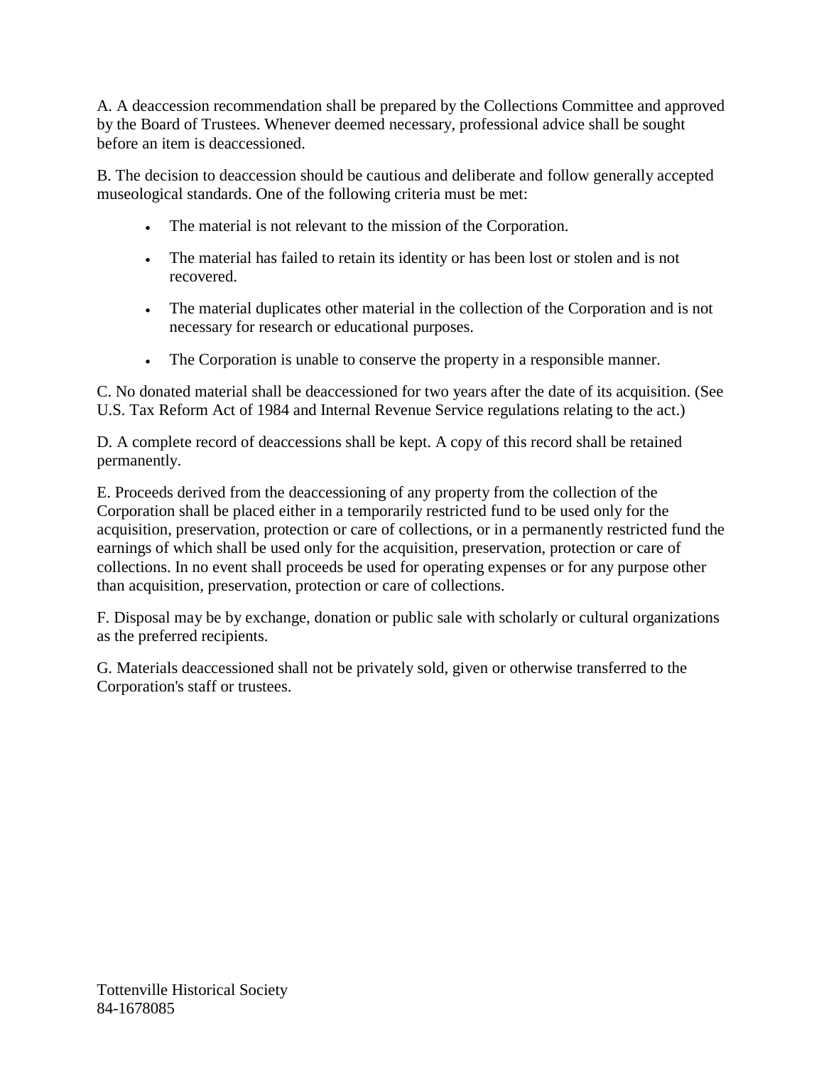A. A deaccession recommendation shall be prepared by the Collections Committee and approved by the Board of Trustees. Whenever deemed necessary, professional advice shall be sought before an item is deaccessioned.

B. The decision to deaccession should be cautious and deliberate and follow generally accepted museological standards. One of the following criteria must be met:

- The material is not relevant to the mission of the Corporation.
- The material has failed to retain its identity or has been lost or stolen and is not recovered.
- The material duplicates other material in the collection of the Corporation and is not necessary for research or educational purposes.
- The Corporation is unable to conserve the property in a responsible manner.

C. No donated material shall be deaccessioned for two years after the date of its acquisition. (See U.S. Tax Reform Act of 1984 and Internal Revenue Service regulations relating to the act.)

D. A complete record of deaccessions shall be kept. A copy of this record shall be retained permanently.

E. Proceeds derived from the deaccessioning of any property from the collection of the Corporation shall be placed either in a temporarily restricted fund to be used only for the acquisition, preservation, protection or care of collections, or in a permanently restricted fund the earnings of which shall be used only for the acquisition, preservation, protection or care of collections. In no event shall proceeds be used for operating expenses or for any purpose other than acquisition, preservation, protection or care of collections.

F. Disposal may be by exchange, donation or public sale with scholarly or cultural organizations as the preferred recipients.

G. Materials deaccessioned shall not be privately sold, given or otherwise transferred to the Corporation's staff or trustees.